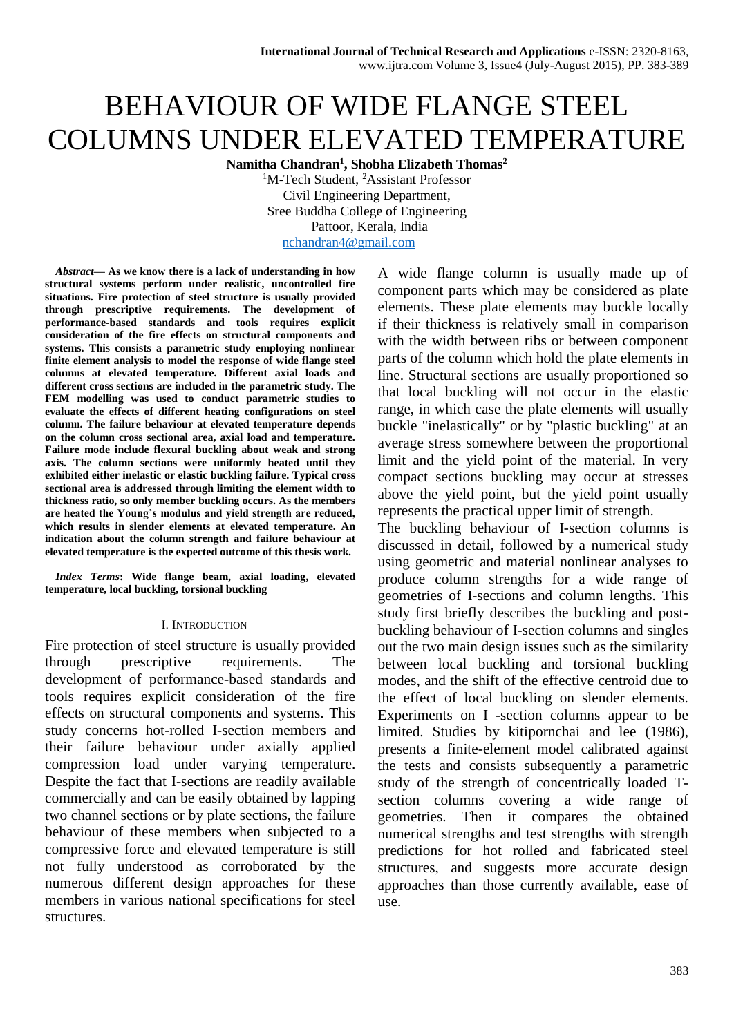# BEHAVIOUR OF WIDE FLANGE STEEL COLUMNS UNDER ELEVATED TEMPERATURE

**Namitha Chandran[1], Shobha Elizabeth Thomas[2]**

[1]M-Tech Student, [2]Assistant Professor
Civil Engineering Department,
Sree Buddha College of Engineering
Pattoor, Kerala, India
nchandran4@gmail.com

***Abstract*— As we know there is a lack of understanding in how structural systems perform under realistic, uncontrolled fire situations. Fire protection of steel structure is usually provided through prescriptive requirements. The development of performance-based standards and tools requires explicit consideration of the fire effects on structural components and systems. This consists a parametric study employing nonlinear finite element analysis to model the response of wide flange steel columns at elevated temperature. Different axial loads and different cross sections are included in the parametric study. The FEM modelling was used to conduct parametric studies to evaluate the effects of different heating configurations on steel column. The failure behaviour at elevated temperature depends on the column cross sectional area, axial load and temperature. Failure mode include flexural buckling about weak and strong axis. The column sections were uniformly heated until they exhibited either inelastic or elastic buckling failure. Typical cross sectional area is addressed through limiting the element width to thickness ratio, so only member buckling occurs. As the members are heated the Young's modulus and yield strength are reduced, which results in slender elements at elevated temperature. An indication about the column strength and failure behaviour at elevated temperature is the expected outcome of this thesis work.**

***Index Terms*: Wide flange beam, axial loading, elevated temperature, local buckling, torsional buckling**

## I. Introduction

Fire protection of steel structure is usually provided through prescriptive requirements. The development of performance-based standards and tools requires explicit consideration of the fire effects on structural components and systems. This study concerns hot-rolled I-section members and their failure behaviour under axially applied compression load under varying temperature. Despite the fact that I-sections are readily available commercially and can be easily obtained by lapping two channel sections or by plate sections, the failure behaviour of these members when subjected to a compressive force and elevated temperature is still not fully understood as corroborated by the numerous different design approaches for these members in various national specifications for steel structures.

A wide flange column is usually made up of component parts which may be considered as plate elements. These plate elements may buckle locally if their thickness is relatively small in comparison with the width between ribs or between component parts of the column which hold the plate elements in line. Structural sections are usually proportioned so that local buckling will not occur in the elastic range, in which case the plate elements will usually buckle "inelastically" or by "plastic buckling" at an average stress somewhere between the proportional limit and the yield point of the material. In very compact sections buckling may occur at stresses above the yield point, but the yield point usually represents the practical upper limit of strength.

The buckling behaviour of I-section columns is discussed in detail, followed by a numerical study using geometric and material nonlinear analyses to produce column strengths for a wide range of geometries of I-sections and column lengths. This study first briefly describes the buckling and post-buckling behaviour of I-section columns and singles out the two main design issues such as the similarity between local buckling and torsional buckling modes, and the shift of the effective centroid due to the effect of local buckling on slender elements. Experiments on I -section columns appear to be limited. Studies by kitipornchai and lee (1986), presents a finite-element model calibrated against the tests and consists subsequently a parametric study of the strength of concentrically loaded T-section columns covering a wide range of geometries. Then it compares the obtained numerical strengths and test strengths with strength predictions for hot rolled and fabricated steel structures, and suggests more accurate design approaches than those currently available, ease of use.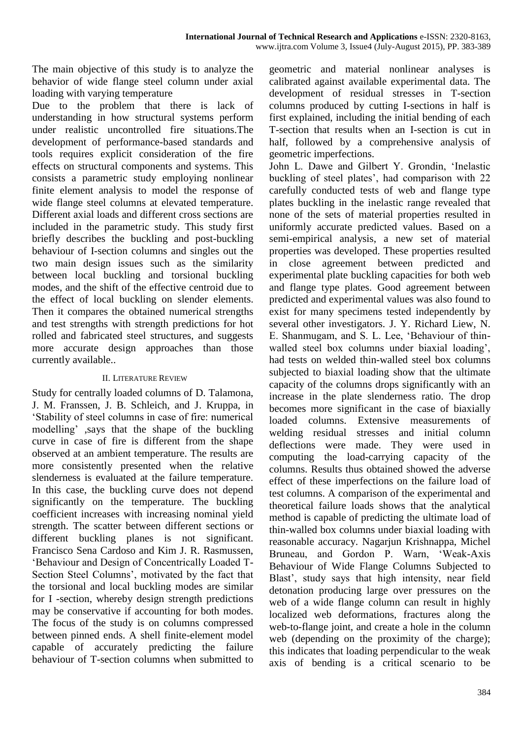The main objective of this study is to analyze the behavior of wide flange steel column under axial loading with varying temperature

Due to the problem that there is lack of understanding in how structural systems perform under realistic uncontrolled fire situations.The development of performance-based standards and tools requires explicit consideration of the fire effects on structural components and systems. This consists a parametric study employing nonlinear finite element analysis to model the response of wide flange steel columns at elevated temperature. Different axial loads and different cross sections are included in the parametric study. This study first briefly describes the buckling and post-buckling behaviour of I-section columns and singles out the two main design issues such as the similarity between local buckling and torsional buckling modes, and the shift of the effective centroid due to the effect of local buckling on slender elements. Then it compares the obtained numerical strengths and test strengths with strength predictions for hot rolled and fabricated steel structures, and suggests more accurate design approaches than those currently available..

## II. Literature Review

Study for centrally loaded columns of D. Talamona, J. M. Franssen, J. B. Schleich, and J. Kruppa, in 'Stability of steel columns in case of fire: numerical modelling' ,says that the shape of the buckling curve in case of fire is different from the shape observed at an ambient temperature. The results are more consistently presented when the relative slenderness is evaluated at the failure temperature. In this case, the buckling curve does not depend significantly on the temperature. The buckling coefficient increases with increasing nominal yield strength. The scatter between different sections or different buckling planes is not significant. Francisco Sena Cardoso and Kim J. R. Rasmussen, 'Behaviour and Design of Concentrically Loaded T-Section Steel Columns', motivated by the fact that the torsional and local buckling modes are similar for I -section, whereby design strength predictions may be conservative if accounting for both modes. The focus of the study is on columns compressed between pinned ends. A shell finite-element model capable of accurately predicting the failure behaviour of T-section columns when submitted to geometric and material nonlinear analyses is calibrated against available experimental data. The development of residual stresses in T-section columns produced by cutting I-sections in half is first explained, including the initial bending of each T-section that results when an I-section is cut in half, followed by a comprehensive analysis of geometric imperfections.

John L. Dawe and Gilbert Y. Grondin, 'Inelastic buckling of steel plates', had comparison with 22 carefully conducted tests of web and flange type plates buckling in the inelastic range revealed that none of the sets of material properties resulted in uniformly accurate predicted values. Based on a semi-empirical analysis, a new set of material properties was developed. These properties resulted in close agreement between predicted and experimental plate buckling capacities for both web and flange type plates. Good agreement between predicted and experimental values was also found to exist for many specimens tested independently by several other investigators. J. Y. Richard Liew, N. E. Shanmugam, and S. L. Lee, 'Behaviour of thin-walled steel box columns under biaxial loading', had tests on welded thin-walled steel box columns subjected to biaxial loading show that the ultimate capacity of the columns drops significantly with an increase in the plate slenderness ratio. The drop becomes more significant in the case of biaxially loaded columns. Extensive measurements of welding residual stresses and initial column deflections were made. They were used in computing the load-carrying capacity of the columns. Results thus obtained showed the adverse effect of these imperfections on the failure load of test columns. A comparison of the experimental and theoretical failure loads shows that the analytical method is capable of predicting the ultimate load of thin-walled box columns under biaxial loading with reasonable accuracy. Nagarjun Krishnappa, Michel Bruneau, and Gordon P. Warn, 'Weak-Axis Behaviour of Wide Flange Columns Subjected to Blast', study says that high intensity, near field detonation producing large over pressures on the web of a wide flange column can result in highly localized web deformations, fractures along the web-to-flange joint, and create a hole in the column web (depending on the proximity of the charge); this indicates that loading perpendicular to the weak axis of bending is a critical scenario to be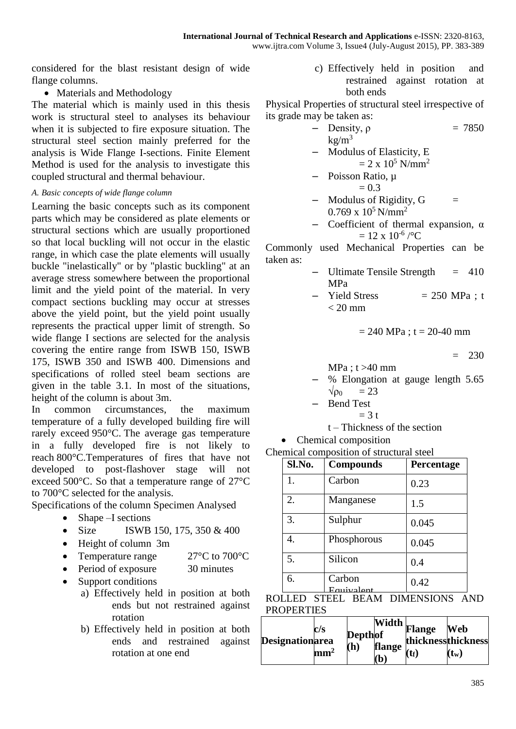considered for the blast resistant design of wide flange columns.

- Materials and Methodology

The material which is mainly used in this thesis work is structural steel to analyses its behaviour when it is subjected to fire exposure situation. The structural steel section mainly preferred for the analysis is Wide Flange I-sections. Finite Element Method is used for the analysis to investigate this coupled structural and thermal behaviour.

*A. Basic concepts of wide flange column*

Learning the basic concepts such as its component parts which may be considered as plate elements or structural sections which are usually proportioned so that local buckling will not occur in the elastic range, in which case the plate elements will usually buckle "inelastically" or by "plastic buckling" at an average stress somewhere between the proportional limit and the yield point of the material. In very compact sections buckling may occur at stresses above the yield point, but the yield point usually represents the practical upper limit of strength. So wide flange I sections are selected for the analysis covering the entire range from ISWB 150, ISWB 175, ISWB 350 and ISWB 400. Dimensions and specifications of rolled steel beam sections are given in the table 3.1. In most of the situations, height of the column is about 3m.

In common circumstances, the maximum temperature of a fully developed building fire will rarely exceed 950°C. The average gas temperature in a fully developed fire is not likely to reach 800°C.Temperatures of fires that have not developed to post-flashover stage will not exceed 500°C. So that a temperature range of 27°C to 700°C selected for the analysis.

Specifications of the column Specimen Analysed

- Shape –I sections
- Size ISWB 150, 175, 350 & 400
- Height of column 3m
- Temperature range 27°C to 700°C
- Period of exposure 30 minutes
- Support conditions
  a) Effectively held in position at both ends but not restrained against rotation
  b) Effectively held in position at both ends and restrained against rotation at one end
  c) Effectively held in position and restrained against rotation at both ends

Physical Properties of structural steel irrespective of its grade may be taken as:

- Density, $\rho$ = 7850 kg/m$^3$
- Modulus of Elasticity, E = $2 \times 10^5$ N/mm$^2$
- Poisson Ratio, $\mu$ = 0.3
- Modulus of Rigidity, G = $0.769 \times 10^5$ N/mm$^2$
- Coefficient of thermal expansion, $\alpha$ = $12 \times 10^{-6}$ /°C

Commonly used Mechanical Properties can be taken as:

- Ultimate Tensile Strength = 410 MPa
- Yield Stress = 250 MPa ; t < 20 mm

  = 240 MPa ; t = 20-40 mm

  = 230 MPa ; t >40 mm
- % Elongation at gauge length 5.65 $\sqrt{\rho_0}$ = 23
- Bend Test = 3 t

  t – Thickness of the section

- Chemical composition

Chemical composition of structural steel

| Sl.No. | Compounds | Percentage |
|---|---|---|
| 1. | Carbon | 0.23 |
| 2. | Manganese | 1.5 |
| 3. | Sulphur | 0.045 |
| 4. | Phosphorous | 0.045 |
| 5. | Silicon | 0.4 |
| 6. | Carbon Equivalent | 0.42 |

ROLLED STEEL BEAM DIMENSIONS AND PROPERTIES

| Designation | c/s area mm$^2$ | Depth (h) | Width of flange (b) | Flange thickness ($t_f$) | Web thickness ($t_w$) |
|---|---|---|---|---|---|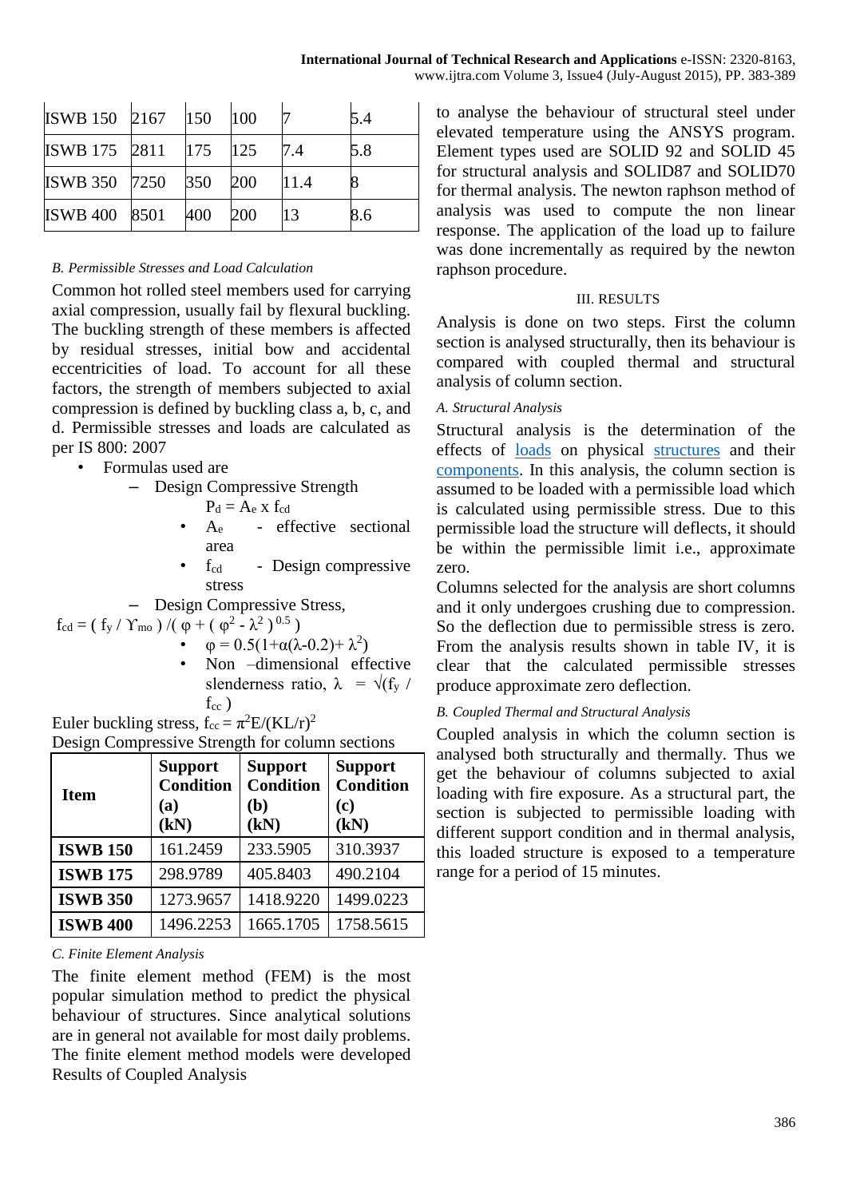| ISWB 150 | 2167 | 150 | 100 | 7 | 5.4 |
|---|---|---|---|---|---|
| ISWB 175 | 2811 | 175 | 125 | 7.4 | 5.8 |
| ISWB 350 | 7250 | 350 | 200 | 11.4 | 8 |
| ISWB 400 | 8501 | 400 | 200 | 13 | 8.6 |

*B. Permissible Stresses and Load Calculation*

Common hot rolled steel members used for carrying axial compression, usually fail by flexural buckling. The buckling strength of these members is affected by residual stresses, initial bow and accidental eccentricities of load. To account for all these factors, the strength of members subjected to axial compression is defined by buckling class a, b, c, and d. Permissible stresses and loads are calculated as per IS 800: 2007

- Formulas used are
  - Design Compressive Strength
    
    $P_d = A_e \times f_{cd}$
    - $A_e$ - effective sectional area
    - $f_{cd}$ - Design compressive stress
  - Design Compressive Stress,

$f_{cd} = ( f_y / \Upsilon_{mo} ) / ( \varphi + ( \varphi^2 - \lambda^2 )^{0.5} )$

- $\varphi = 0.5(1+\alpha(\lambda-0.2)+ \lambda^2)$
- Non –dimensional effective slenderness ratio, $\lambda = \sqrt{(f_y / f_{cc})}$

Euler buckling stress, $f_{cc} = \pi^2E/(KL/r)^2$

Design Compressive Strength for column sections

| Item | Support Condition (a) (kN) | Support Condition (b) (kN) | Support Condition (c) (kN) |
|---|---|---|---|
| **ISWB 150** | 161.2459 | 233.5905 | 310.3937 |
| **ISWB 175** | 298.9789 | 405.8403 | 490.2104 |
| **ISWB 350** | 1273.9657 | 1418.9220 | 1499.0223 |
| **ISWB 400** | 1496.2253 | 1665.1705 | 1758.5615 |

*C. Finite Element Analysis*

The finite element method (FEM) is the most popular simulation method to predict the physical behaviour of structures. Since analytical solutions are in general not available for most daily problems. The finite element method models were developed Results of Coupled Analysis to analyse the behaviour of structural steel under elevated temperature using the ANSYS program. Element types used are SOLID 92 and SOLID 45 for structural analysis and SOLID87 and SOLID70 for thermal analysis. The newton raphson method of analysis was used to compute the non linear response. The application of the load up to failure was done incrementally as required by the newton raphson procedure.

## III. RESULTS

Analysis is done on two steps. First the column section is analysed structurally, then its behaviour is compared with coupled thermal and structural analysis of column section.

*A. Structural Analysis*

Structural analysis is the determination of the effects of loads on physical structures and their components. In this analysis, the column section is assumed to be loaded with a permissible load which is calculated using permissible stress. Due to this permissible load the structure will deflects, it should be within the permissible limit i.e., approximate zero.

Columns selected for the analysis are short columns and it only undergoes crushing due to compression. So the deflection due to permissible stress is zero. From the analysis results shown in table IV, it is clear that the calculated permissible stresses produce approximate zero deflection.

*B. Coupled Thermal and Structural Analysis*

Coupled analysis in which the column section is analysed both structurally and thermally. Thus we get the behaviour of columns subjected to axial loading with fire exposure. As a structural part, the section is subjected to permissible loading with different support condition and in thermal analysis, this loaded structure is exposed to a temperature range for a period of 15 minutes.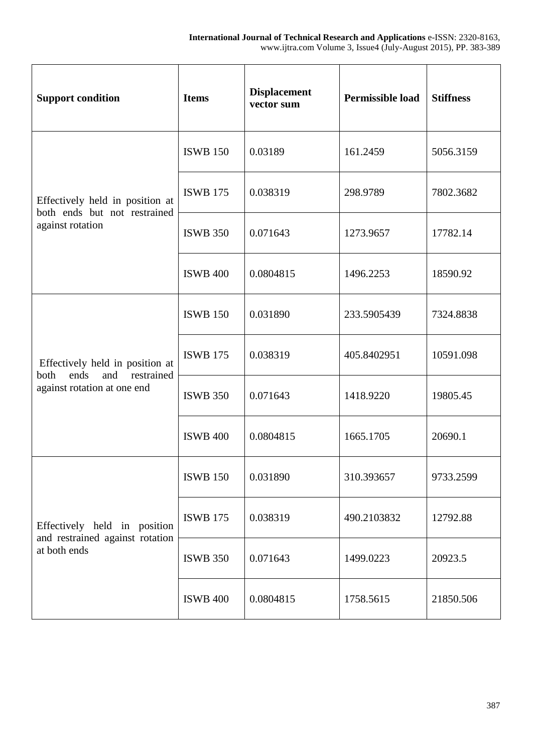| Support condition | Items | Displacement vector sum | Permissible load | Stiffness |
|---|---|---|---|---|
| Effectively held in position at both ends but not restrained against rotation | ISWB 150 | 0.03189 | 161.2459 | 5056.3159 |
| | ISWB 175 | 0.038319 | 298.9789 | 7802.3682 |
| | ISWB 350 | 0.071643 | 1273.9657 | 17782.14 |
| | ISWB 400 | 0.0804815 | 1496.2253 | 18590.92 |
| Effectively held in position at both ends and restrained against rotation at one end | ISWB 150 | 0.031890 | 233.5905439 | 7324.8838 |
| | ISWB 175 | 0.038319 | 405.8402951 | 10591.098 |
| | ISWB 350 | 0.071643 | 1418.9220 | 19805.45 |
| | ISWB 400 | 0.0804815 | 1665.1705 | 20690.1 |
| Effectively held in position and restrained against rotation at both ends | ISWB 150 | 0.031890 | 310.393657 | 9733.2599 |
| | ISWB 175 | 0.038319 | 490.2103832 | 12792.88 |
| | ISWB 350 | 0.071643 | 1499.0223 | 20923.5 |
| | ISWB 400 | 0.0804815 | 1758.5615 | 21850.506 |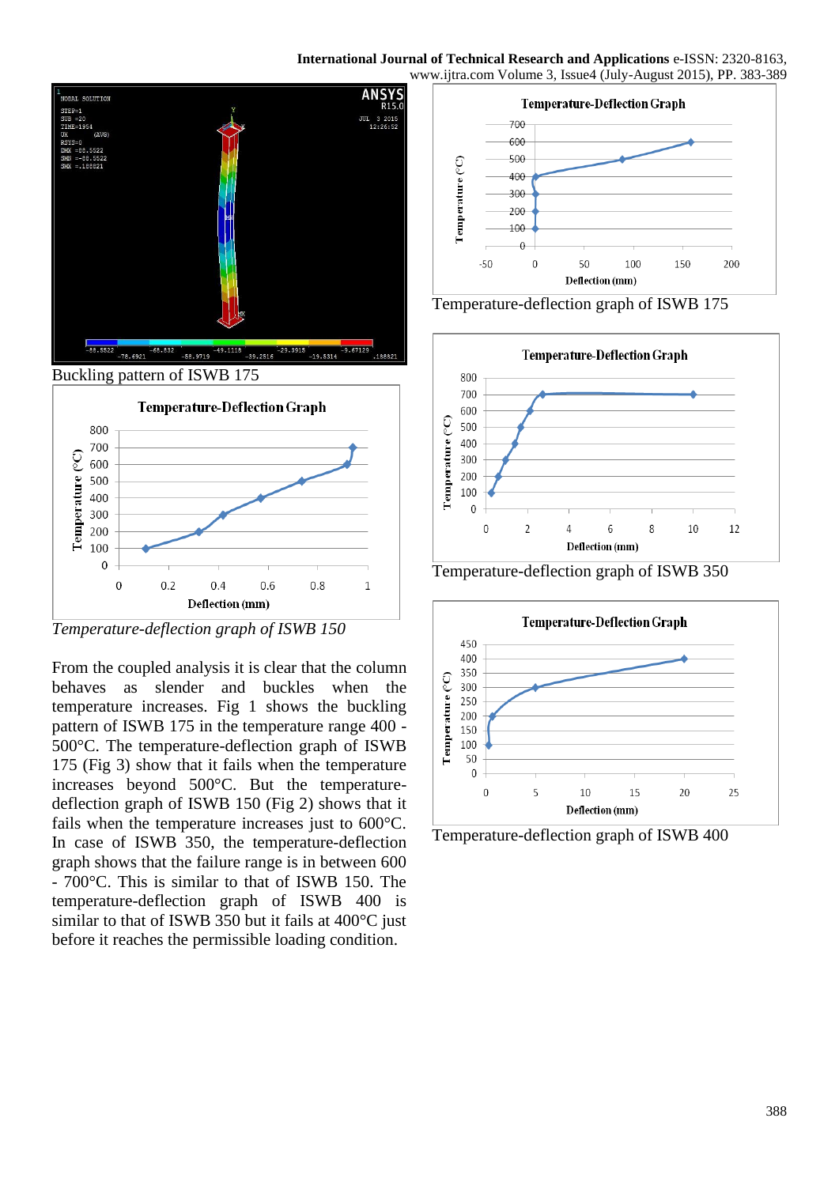Buckling pattern of ISWB 175

*Temperature-deflection graph of ISWB 150*

From the coupled analysis it is clear that the column behaves as slender and buckles when the temperature increases. Fig 1 shows the buckling pattern of ISWB 175 in the temperature range 400 - 500°C. The temperature-deflection graph of ISWB 175 (Fig 3) show that it fails when the temperature increases beyond 500°C. But the temperature-deflection graph of ISWB 150 (Fig 2) shows that it fails when the temperature increases just to 600°C. In case of ISWB 350, the temperature-deflection graph shows that the failure range is in between 600 - 700°C. This is similar to that of ISWB 150. The temperature-deflection graph of ISWB 400 is similar to that of ISWB 350 but it fails at 400°C just before it reaches the permissible loading condition.

Temperature-deflection graph of ISWB 175

Temperature-deflection graph of ISWB 350

Temperature-deflection graph of ISWB 400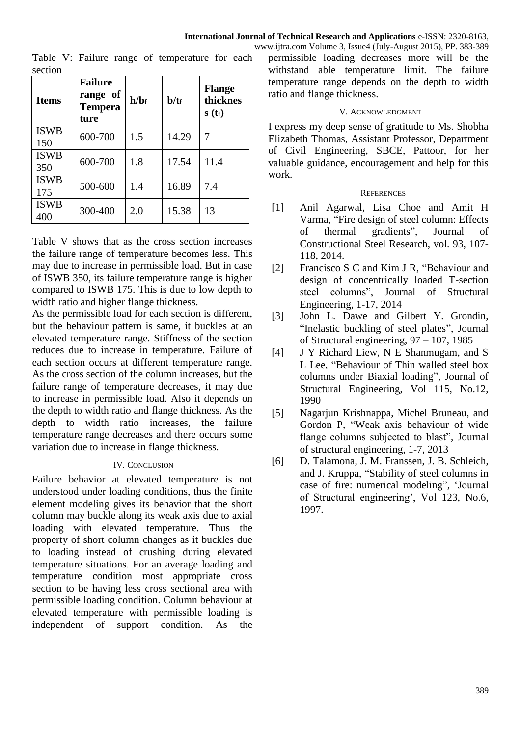Table V: Failure range of temperature for each section

| Items | Failure range of Temperature | $h/b_f$ | $b/t_f$ | Flange thickness ($t_f$) |
|---|---|---|---|---|
| ISWB 150 | 600-700 | 1.5 | 14.29 | 7 |
| ISWB 350 | 600-700 | 1.8 | 17.54 | 11.4 |
| ISWB 175 | 500-600 | 1.4 | 16.89 | 7.4 |
| ISWB 400 | 300-400 | 2.0 | 15.38 | 13 |

Table V shows that as the cross section increases the failure range of temperature becomes less. This may due to increase in permissible load. But in case of ISWB 350, its failure temperature range is higher compared to ISWB 175. This is due to low depth to width ratio and higher flange thickness.

As the permissible load for each section is different, but the behaviour pattern is same, it buckles at an elevated temperature range. Stiffness of the section reduces due to increase in temperature. Failure of each section occurs at different temperature range. As the cross section of the column increases, but the failure range of temperature decreases, it may due to increase in permissible load. Also it depends on the depth to width ratio and flange thickness. As the depth to width ratio increases, the failure temperature range decreases and there occurs some variation due to increase in flange thickness.

## IV. Conclusion

Failure behavior at elevated temperature is not understood under loading conditions, thus the finite element modeling gives its behavior that the short column may buckle along its weak axis due to axial loading with elevated temperature. Thus the property of short column changes as it buckles due to loading instead of crushing during elevated temperature situations. For an average loading and temperature condition most appropriate cross section to be having less cross sectional area with permissible loading condition. Column behaviour at elevated temperature with permissible loading is independent of support condition. As the permissible loading decreases more will be the withstand able temperature limit. The failure temperature range depends on the depth to width ratio and flange thickness.

## V. Acknowledgment

I express my deep sense of gratitude to Ms. Shobha Elizabeth Thomas, Assistant Professor, Department of Civil Engineering, SBCE, Pattoor, for her valuable guidance, encouragement and help for this work.

## References

[1] Anil Agarwal, Lisa Choe and Amit H Varma, "Fire design of steel column: Effects of thermal gradients", Journal of Constructional Steel Research, vol. 93, 107-118, 2014.

[2] Francisco S C and Kim J R, "Behaviour and design of concentrically loaded T-section steel columns", Journal of Structural Engineering, 1-17, 2014

[3] John L. Dawe and Gilbert Y. Grondin, "Inelastic buckling of steel plates", Journal of Structural engineering, 97 – 107, 1985

[4] J Y Richard Liew, N E Shanmugam, and S L Lee, "Behaviour of Thin walled steel box columns under Biaxial loading", Journal of Structural Engineering, Vol 115, No.12, 1990

[5] Nagarjun Krishnappa, Michel Bruneau, and Gordon P, "Weak axis behaviour of wide flange columns subjected to blast", Journal of structural engineering, 1-7, 2013

[6] D. Talamona, J. M. Franssen, J. B. Schleich, and J. Kruppa, "Stability of steel columns in case of fire: numerical modeling", 'Journal of Structural engineering', Vol 123, No.6, 1997.